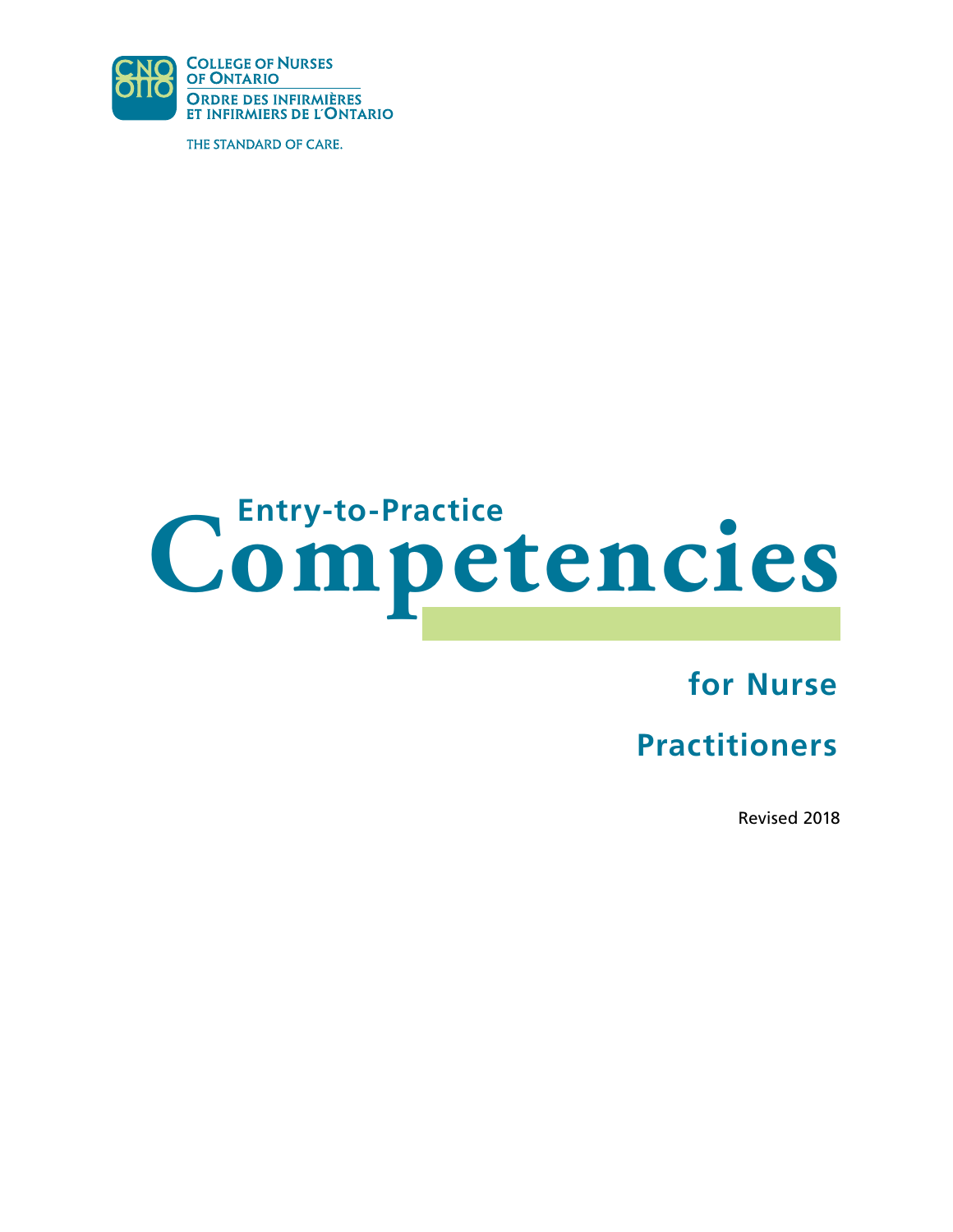College of Nurses of Ontario

Ordre des infirmières et infirmiers de l'Ontario

THE STANDARD OF CARE.

# Entry-to-Practice Competencies

## for Nurse Practitioners

Revised 2018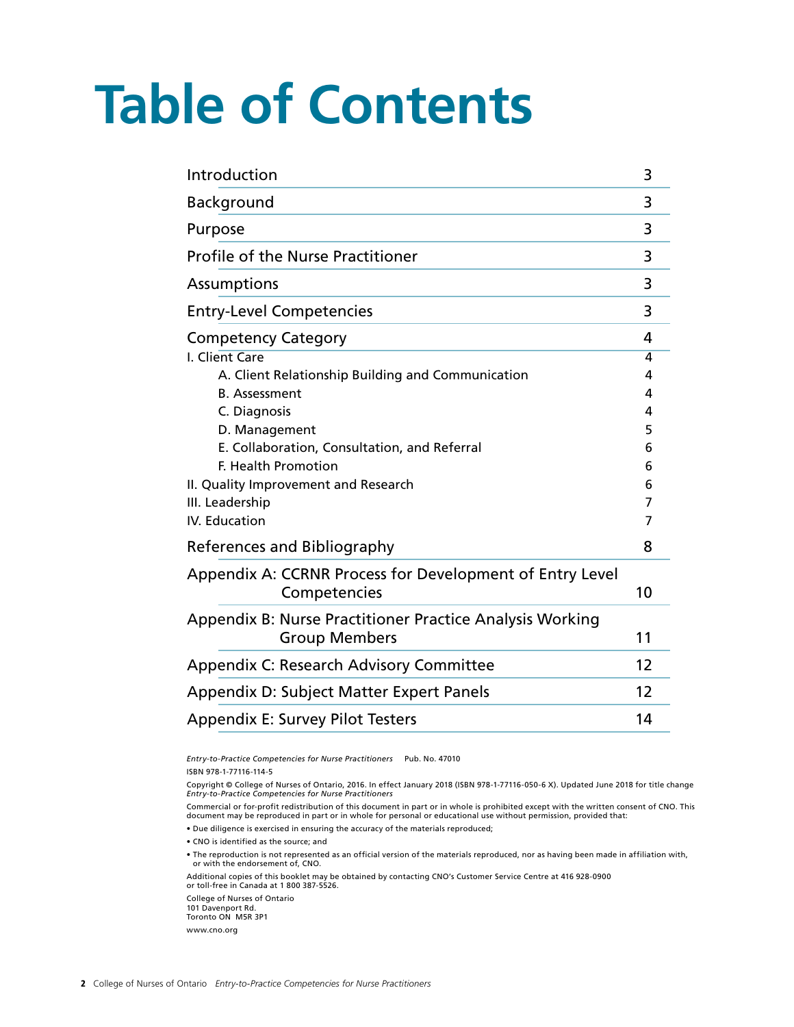# Table of Contents

| | |
|---|---|
| Introduction | 3 |
| Background | 3 |
| Purpose | 3 |
| Profile of the Nurse Practitioner | 3 |
| Assumptions | 3 |
| Entry-Level Competencies | 3 |
| Competency Category | 4 |
| I. Client Care | 4 |
| A. Client Relationship Building and Communication | 4 |
| B. Assessment | 4 |
| C. Diagnosis | 4 |
| D. Management | 5 |
| E. Collaboration, Consultation, and Referral | 6 |
| F. Health Promotion | 6 |
| II. Quality Improvement and Research | 6 |
| III. Leadership | 7 |
| IV. Education | 7 |
| References and Bibliography | 8 |
| Appendix A: CCRNR Process for Development of Entry Level Competencies | 10 |
| Appendix B: Nurse Practitioner Practice Analysis Working Group Members | 11 |
| Appendix C: Research Advisory Committee | 12 |
| Appendix D: Subject Matter Expert Panels | 12 |
| Appendix E: Survey Pilot Testers | 14 |

*Entry-to-Practice Competencies for Nurse Practitioners* Pub. No. 47010

ISBN 978-1-77116-114-5

Copyright © College of Nurses of Ontario, 2016. In effect January 2018 (ISBN 978-1-77116-050-6 X). Updated June 2018 for title change *Entry-to-Practice Competencies for Nurse Practitioners*

Commercial or for-profit redistribution of this document in part or in whole is prohibited except with the written consent of CNO. This document may be reproduced in part or in whole for personal or educational use without permission, provided that:

- Due diligence is exercised in ensuring the accuracy of the materials reproduced;
- CNO is identified as the source; and
- The reproduction is not represented as an official version of the materials reproduced, nor as having been made in affiliation with, or with the endorsement of, CNO.

Additional copies of this booklet may be obtained by contacting CNO's Customer Service Centre at 416 928-0900 or toll-free in Canada at 1 800 387-5526.

College of Nurses of Ontario
101 Davenport Rd.
Toronto ON M5R 3P1

www.cno.org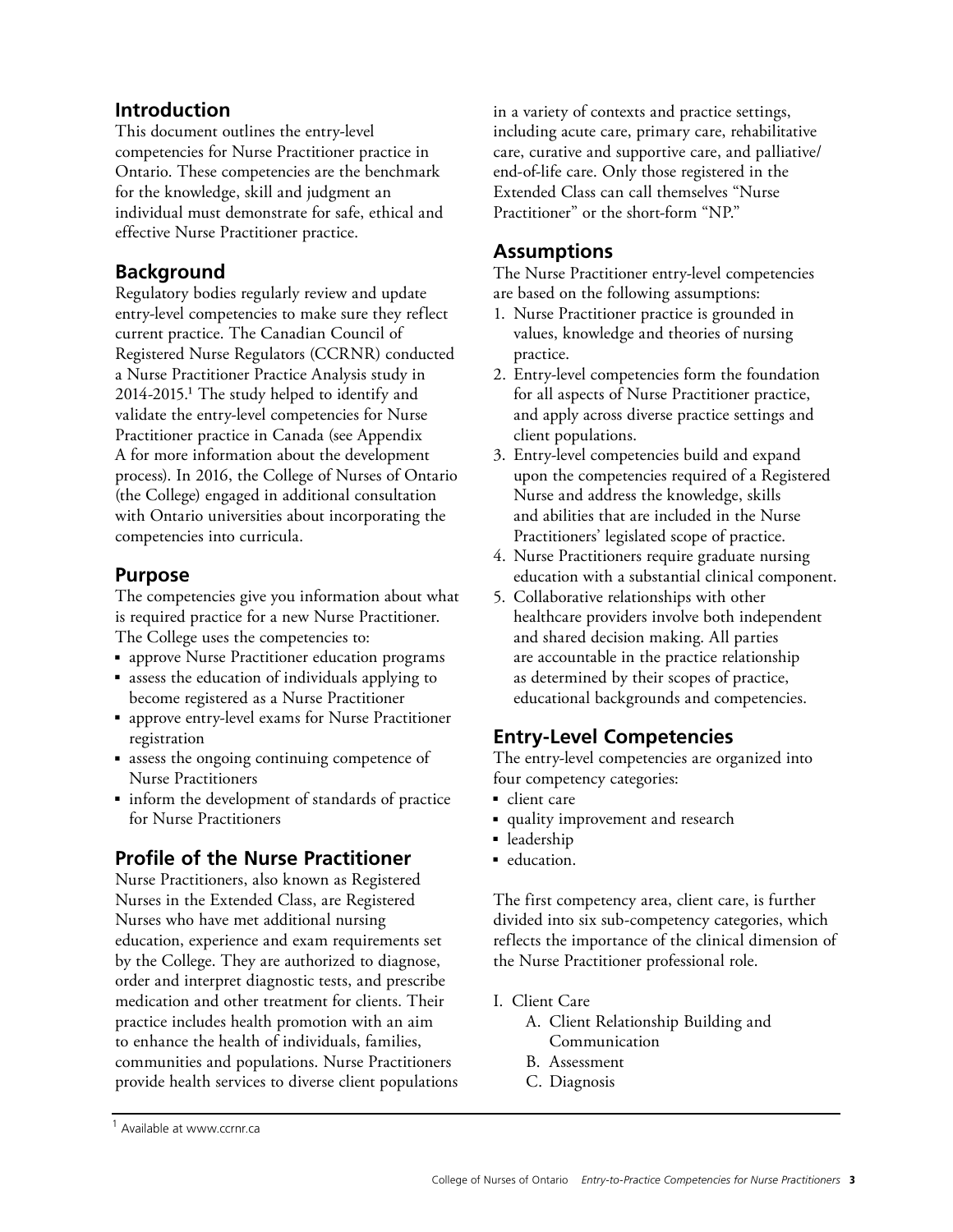## Introduction

This document outlines the entry-level competencies for Nurse Practitioner practice in Ontario. These competencies are the benchmark for the knowledge, skill and judgment an individual must demonstrate for safe, ethical and effective Nurse Practitioner practice.

## Background

Regulatory bodies regularly review and update entry-level competencies to make sure they reflect current practice. The Canadian Council of Registered Nurse Regulators (CCRNR) conducted a Nurse Practitioner Practice Analysis study in 2014-2015.[1] The study helped to identify and validate the entry-level competencies for Nurse Practitioner practice in Canada (see Appendix A for more information about the development process). In 2016, the College of Nurses of Ontario (the College) engaged in additional consultation with Ontario universities about incorporating the competencies into curricula.

## Purpose

The competencies give you information about what is required practice for a new Nurse Practitioner. The College uses the competencies to:

- approve Nurse Practitioner education programs
- assess the education of individuals applying to become registered as a Nurse Practitioner
- approve entry-level exams for Nurse Practitioner registration
- assess the ongoing continuing competence of Nurse Practitioners
- inform the development of standards of practice for Nurse Practitioners

## Profile of the Nurse Practitioner

Nurse Practitioners, also known as Registered Nurses in the Extended Class, are Registered Nurses who have met additional nursing education, experience and exam requirements set by the College. They are authorized to diagnose, order and interpret diagnostic tests, and prescribe medication and other treatment for clients. Their practice includes health promotion with an aim to enhance the health of individuals, families, communities and populations. Nurse Practitioners provide health services to diverse client populations in a variety of contexts and practice settings, including acute care, primary care, rehabilitative care, curative and supportive care, and palliative/end-of-life care. Only those registered in the Extended Class can call themselves "Nurse Practitioner" or the short-form "NP."

## Assumptions

The Nurse Practitioner entry-level competencies are based on the following assumptions:

1. Nurse Practitioner practice is grounded in values, knowledge and theories of nursing practice.
2. Entry-level competencies form the foundation for all aspects of Nurse Practitioner practice, and apply across diverse practice settings and client populations.
3. Entry-level competencies build and expand upon the competencies required of a Registered Nurse and address the knowledge, skills and abilities that are included in the Nurse Practitioners' legislated scope of practice.
4. Nurse Practitioners require graduate nursing education with a substantial clinical component.
5. Collaborative relationships with other healthcare providers involve both independent and shared decision making. All parties are accountable in the practice relationship as determined by their scopes of practice, educational backgrounds and competencies.

## Entry-Level Competencies

The entry-level competencies are organized into four competency categories:

- client care
- quality improvement and research
- leadership
- education.

The first competency area, client care, is further divided into six sub-competency categories, which reflects the importance of the clinical dimension of the Nurse Practitioner professional role.

I. Client Care
   A. Client Relationship Building and Communication
   B. Assessment
   C. Diagnosis

---

[1] Available at www.ccrnr.ca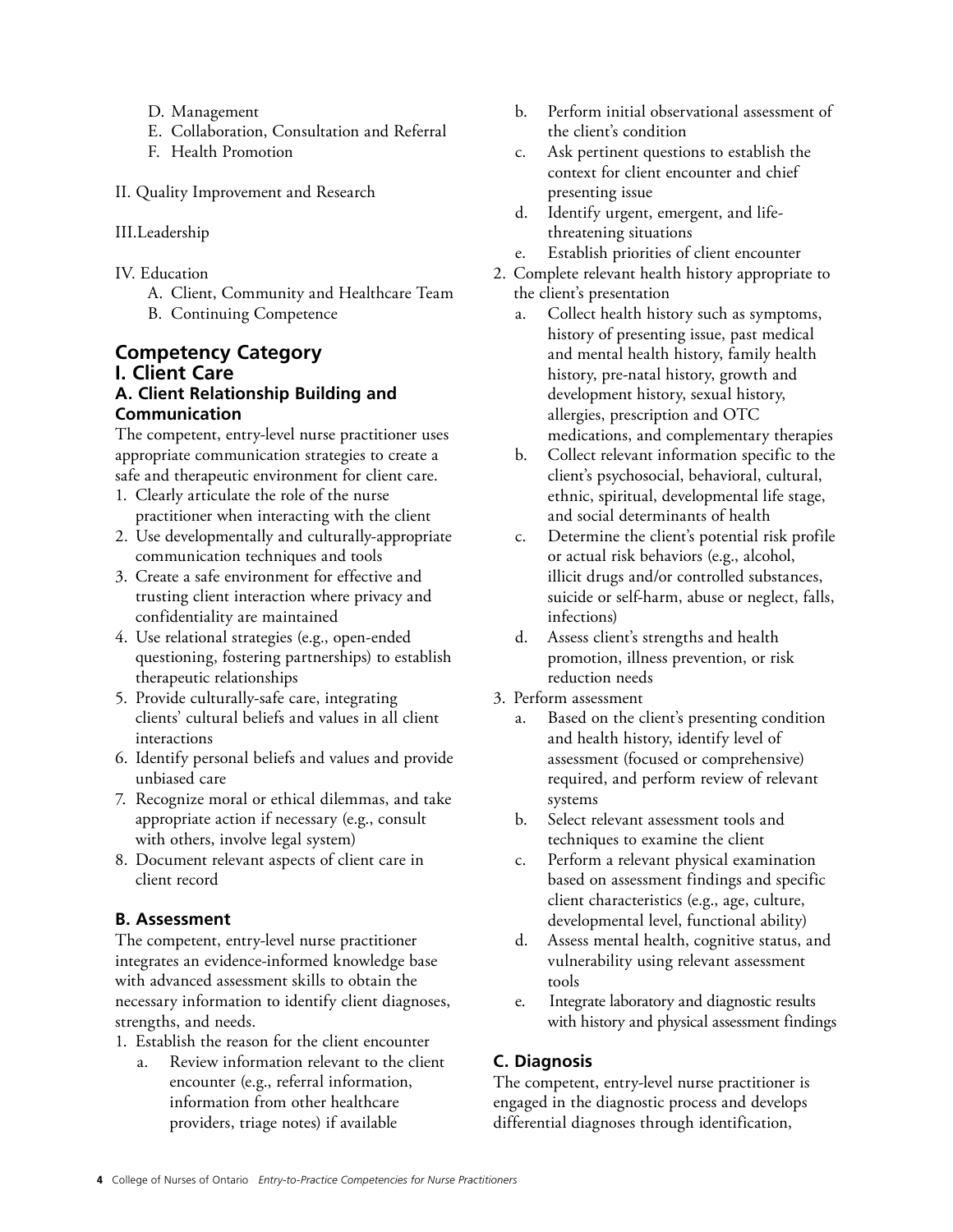D. Management
   E. Collaboration, Consultation and Referral
   F. Health Promotion

II. Quality Improvement and Research

III. Leadership

IV. Education
   A. Client, Community and Healthcare Team
   B. Continuing Competence

## Competency Category
## I. Client Care

### A. Client Relationship Building and Communication

The competent, entry-level nurse practitioner uses appropriate communication strategies to create a safe and therapeutic environment for client care.

1. Clearly articulate the role of the nurse practitioner when interacting with the client
2. Use developmentally and culturally-appropriate communication techniques and tools
3. Create a safe environment for effective and trusting client interaction where privacy and confidentiality are maintained
4. Use relational strategies (e.g., open-ended questioning, fostering partnerships) to establish therapeutic relationships
5. Provide culturally-safe care, integrating clients' cultural beliefs and values in all client interactions
6. Identify personal beliefs and values and provide unbiased care
7. Recognize moral or ethical dilemmas, and take appropriate action if necessary (e.g., consult with others, involve legal system)
8. Document relevant aspects of client care in client record

### B. Assessment

The competent, entry-level nurse practitioner integrates an evidence-informed knowledge base with advanced assessment skills to obtain the necessary information to identify client diagnoses, strengths, and needs.

1. Establish the reason for the client encounter
   a. Review information relevant to the client encounter (e.g., referral information, information from other healthcare providers, triage notes) if available
   b. Perform initial observational assessment of the client's condition
   c. Ask pertinent questions to establish the context for client encounter and chief presenting issue
   d. Identify urgent, emergent, and life-threatening situations
   e. Establish priorities of client encounter
2. Complete relevant health history appropriate to the client's presentation
   a. Collect health history such as symptoms, history of presenting issue, past medical and mental health history, family health history, pre-natal history, growth and development history, sexual history, allergies, prescription and OTC medications, and complementary therapies
   b. Collect relevant information specific to the client's psychosocial, behavioral, cultural, ethnic, spiritual, developmental life stage, and social determinants of health
   c. Determine the client's potential risk profile or actual risk behaviors (e.g., alcohol, illicit drugs and/or controlled substances, suicide or self-harm, abuse or neglect, falls, infections)
   d. Assess client's strengths and health promotion, illness prevention, or risk reduction needs
3. Perform assessment
   a. Based on the client's presenting condition and health history, identify level of assessment (focused or comprehensive) required, and perform review of relevant systems
   b. Select relevant assessment tools and techniques to examine the client
   c. Perform a relevant physical examination based on assessment findings and specific client characteristics (e.g., age, culture, developmental level, functional ability)
   d. Assess mental health, cognitive status, and vulnerability using relevant assessment tools
   e. Integrate laboratory and diagnostic results with history and physical assessment findings

### C. Diagnosis

The competent, entry-level nurse practitioner is engaged in the diagnostic process and develops differential diagnoses through identification,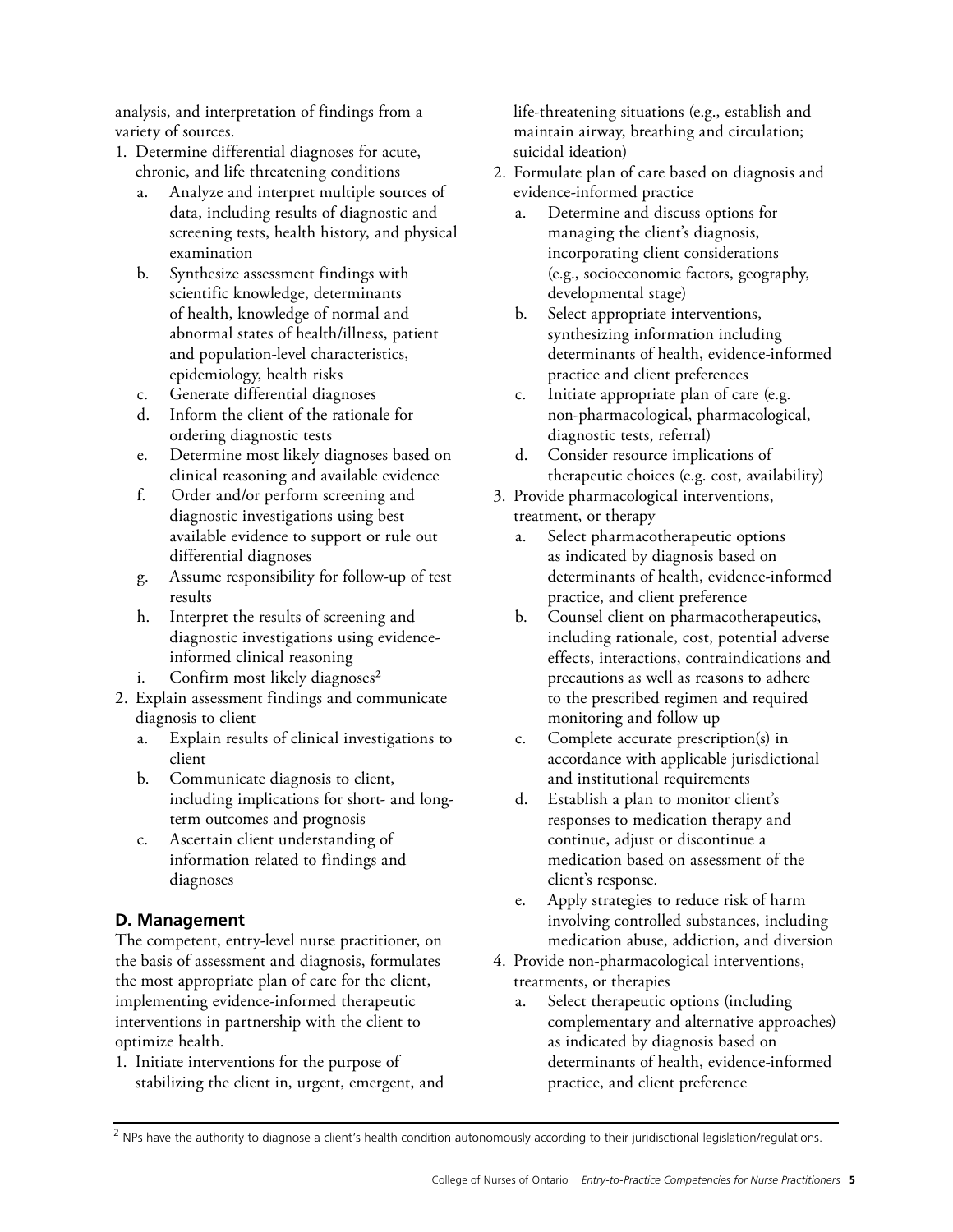analysis, and interpretation of findings from a variety of sources.

1. Determine differential diagnoses for acute, chronic, and life threatening conditions
   a. Analyze and interpret multiple sources of data, including results of diagnostic and screening tests, health history, and physical examination
   b. Synthesize assessment findings with scientific knowledge, determinants of health, knowledge of normal and abnormal states of health/illness, patient and population-level characteristics, epidemiology, health risks
   c. Generate differential diagnoses
   d. Inform the client of the rationale for ordering diagnostic tests
   e. Determine most likely diagnoses based on clinical reasoning and available evidence
   f. Order and/or perform screening and diagnostic investigations using best available evidence to support or rule out differential diagnoses
   g. Assume responsibility for follow-up of test results
   h. Interpret the results of screening and diagnostic investigations using evidence-informed clinical reasoning
   i. Confirm most likely diagnoses[2]
2. Explain assessment findings and communicate diagnosis to client
   a. Explain results of clinical investigations to client
   b. Communicate diagnosis to client, including implications for short- and long-term outcomes and prognosis
   c. Ascertain client understanding of information related to findings and diagnoses

### D. Management

The competent, entry-level nurse practitioner, on the basis of assessment and diagnosis, formulates the most appropriate plan of care for the client, implementing evidence-informed therapeutic interventions in partnership with the client to optimize health.

1. Initiate interventions for the purpose of stabilizing the client in, urgent, emergent, and life-threatening situations (e.g., establish and maintain airway, breathing and circulation; suicidal ideation)
2. Formulate plan of care based on diagnosis and evidence-informed practice
   a. Determine and discuss options for managing the client's diagnosis, incorporating client considerations (e.g., socioeconomic factors, geography, developmental stage)
   b. Select appropriate interventions, synthesizing information including determinants of health, evidence-informed practice and client preferences
   c. Initiate appropriate plan of care (e.g. non-pharmacological, pharmacological, diagnostic tests, referral)
   d. Consider resource implications of therapeutic choices (e.g. cost, availability)
3. Provide pharmacological interventions, treatment, or therapy
   a. Select pharmacotherapeutic options as indicated by diagnosis based on determinants of health, evidence-informed practice, and client preference
   b. Counsel client on pharmacotherapeutics, including rationale, cost, potential adverse effects, interactions, contraindications and precautions as well as reasons to adhere to the prescribed regimen and required monitoring and follow up
   c. Complete accurate prescription(s) in accordance with applicable jurisdictional and institutional requirements
   d. Establish a plan to monitor client's responses to medication therapy and continue, adjust or discontinue a medication based on assessment of the client's response.
   e. Apply strategies to reduce risk of harm involving controlled substances, including medication abuse, addiction, and diversion
4. Provide non-pharmacological interventions, treatments, or therapies
   a. Select therapeutic options (including complementary and alternative approaches) as indicated by diagnosis based on determinants of health, evidence-informed practice, and client preference

---

[2] NPs have the authority to diagnose a client's health condition autonomously according to their juridisctional legislation/regulations.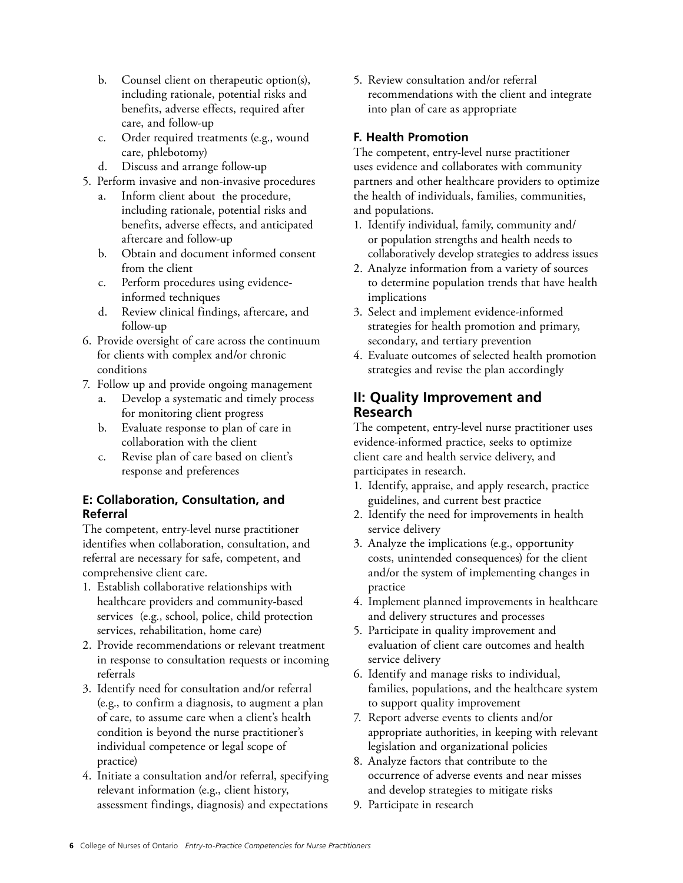b. Counsel client on therapeutic option(s), including rationale, potential risks and benefits, adverse effects, required after care, and follow-up
   c. Order required treatments (e.g., wound care, phlebotomy)
   d. Discuss and arrange follow-up
5. Perform invasive and non-invasive procedures
   a. Inform client about the procedure, including rationale, potential risks and benefits, adverse effects, and anticipated aftercare and follow-up
   b. Obtain and document informed consent from the client
   c. Perform procedures using evidence-informed techniques
   d. Review clinical findings, aftercare, and follow-up
6. Provide oversight of care across the continuum for clients with complex and/or chronic conditions
7. Follow up and provide ongoing management
   a. Develop a systematic and timely process for monitoring client progress
   b. Evaluate response to plan of care in collaboration with the client
   c. Revise plan of care based on client's response and preferences

### E: Collaboration, Consultation, and Referral

The competent, entry-level nurse practitioner identifies when collaboration, consultation, and referral are necessary for safe, competent, and comprehensive client care.

1. Establish collaborative relationships with healthcare providers and community-based services (e.g., school, police, child protection services, rehabilitation, home care)
2. Provide recommendations or relevant treatment in response to consultation requests or incoming referrals
3. Identify need for consultation and/or referral (e.g., to confirm a diagnosis, to augment a plan of care, to assume care when a client's health condition is beyond the nurse practitioner's individual competence or legal scope of practice)
4. Initiate a consultation and/or referral, specifying relevant information (e.g., client history, assessment findings, diagnosis) and expectations
5. Review consultation and/or referral recommendations with the client and integrate into plan of care as appropriate

### F. Health Promotion

The competent, entry-level nurse practitioner uses evidence and collaborates with community partners and other healthcare providers to optimize the health of individuals, families, communities, and populations.

1. Identify individual, family, community and/or population strengths and health needs to collaboratively develop strategies to address issues
2. Analyze information from a variety of sources to determine population trends that have health implications
3. Select and implement evidence-informed strategies for health promotion and primary, secondary, and tertiary prevention
4. Evaluate outcomes of selected health promotion strategies and revise the plan accordingly

## II: Quality Improvement and Research

The competent, entry-level nurse practitioner uses evidence-informed practice, seeks to optimize client care and health service delivery, and participates in research.

1. Identify, appraise, and apply research, practice guidelines, and current best practice
2. Identify the need for improvements in health service delivery
3. Analyze the implications (e.g., opportunity costs, unintended consequences) for the client and/or the system of implementing changes in practice
4. Implement planned improvements in healthcare and delivery structures and processes
5. Participate in quality improvement and evaluation of client care outcomes and health service delivery
6. Identify and manage risks to individual, families, populations, and the healthcare system to support quality improvement
7. Report adverse events to clients and/or appropriate authorities, in keeping with relevant legislation and organizational policies
8. Analyze factors that contribute to the occurrence of adverse events and near misses and develop strategies to mitigate risks
9. Participate in research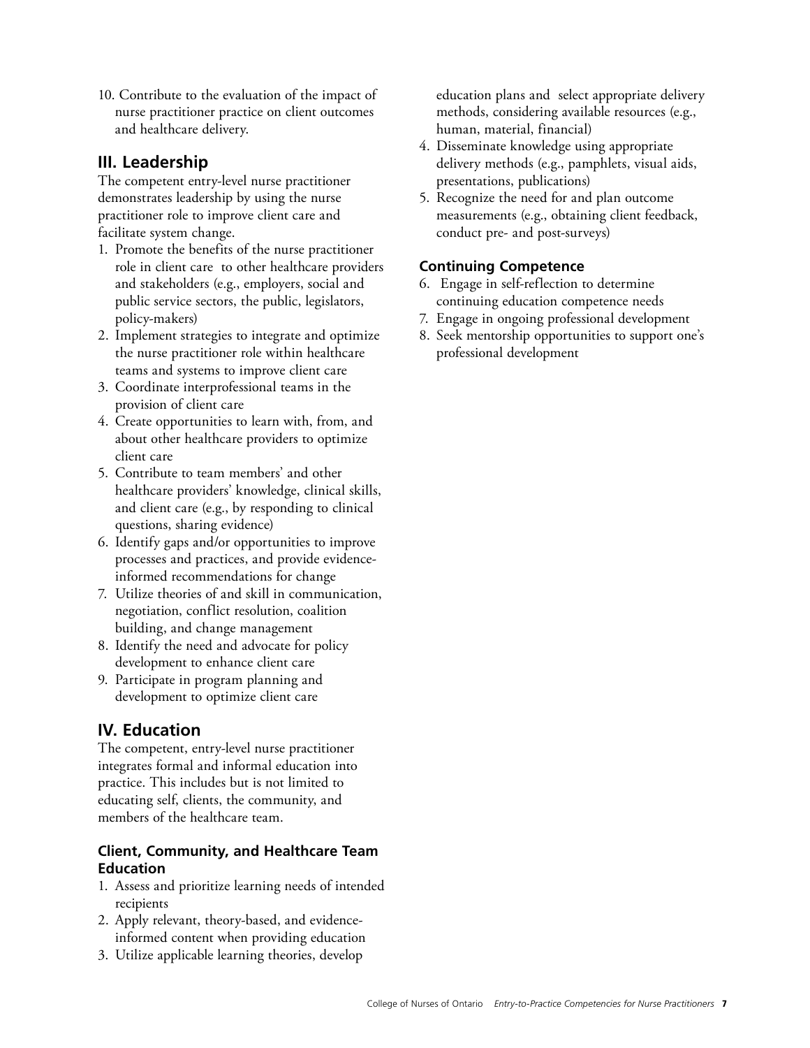10. Contribute to the evaluation of the impact of nurse practitioner practice on client outcomes and healthcare delivery.

## III. Leadership

The competent entry-level nurse practitioner demonstrates leadership by using the nurse practitioner role to improve client care and facilitate system change.

1. Promote the benefits of the nurse practitioner role in client care to other healthcare providers and stakeholders (e.g., employers, social and public service sectors, the public, legislators, policy-makers)
2. Implement strategies to integrate and optimize the nurse practitioner role within healthcare teams and systems to improve client care
3. Coordinate interprofessional teams in the provision of client care
4. Create opportunities to learn with, from, and about other healthcare providers to optimize client care
5. Contribute to team members' and other healthcare providers' knowledge, clinical skills, and client care (e.g., by responding to clinical questions, sharing evidence)
6. Identify gaps and/or opportunities to improve processes and practices, and provide evidence-informed recommendations for change
7. Utilize theories of and skill in communication, negotiation, conflict resolution, coalition building, and change management
8. Identify the need and advocate for policy development to enhance client care
9. Participate in program planning and development to optimize client care

## IV. Education

The competent, entry-level nurse practitioner integrates formal and informal education into practice. This includes but is not limited to educating self, clients, the community, and members of the healthcare team.

### Client, Community, and Healthcare Team Education

1. Assess and prioritize learning needs of intended recipients
2. Apply relevant, theory-based, and evidence-informed content when providing education
3. Utilize applicable learning theories, develop education plans and select appropriate delivery methods, considering available resources (e.g., human, material, financial)
4. Disseminate knowledge using appropriate delivery methods (e.g., pamphlets, visual aids, presentations, publications)
5. Recognize the need for and plan outcome measurements (e.g., obtaining client feedback, conduct pre- and post-surveys)

### Continuing Competence

6. Engage in self-reflection to determine continuing education competence needs
7. Engage in ongoing professional development
8. Seek mentorship opportunities to support one's professional development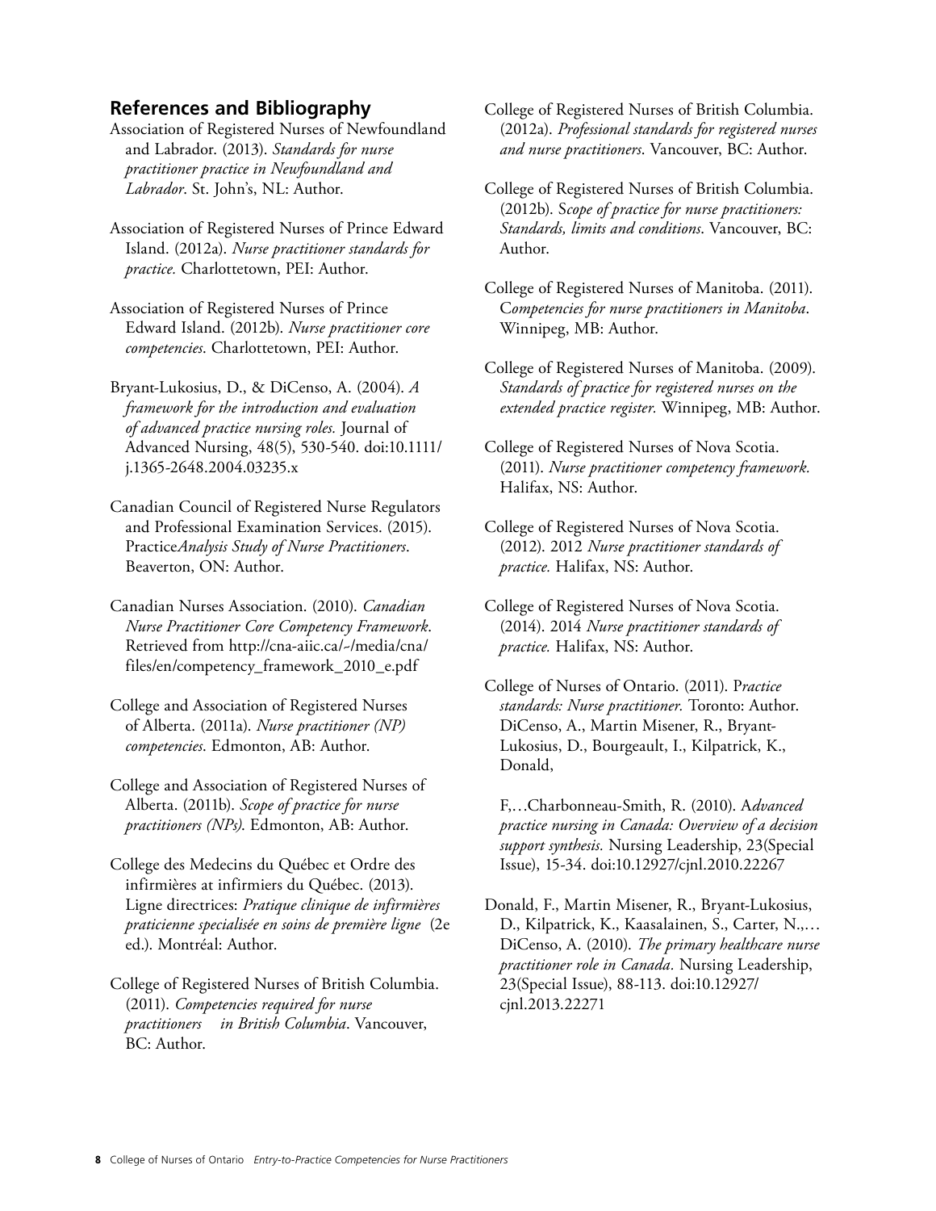## References and Bibliography

Association of Registered Nurses of Newfoundland and Labrador. (2013). *Standards for nurse practitioner practice in Newfoundland and Labrador*. St. John's, NL: Author.

Association of Registered Nurses of Prince Edward Island. (2012a). *Nurse practitioner standards for practice.* Charlottetown, PEI: Author.

Association of Registered Nurses of Prince Edward Island. (2012b). *Nurse practitioner core competencies*. Charlottetown, PEI: Author.

Bryant-Lukosius, D., & DiCenso, A. (2004). *A framework for the introduction and evaluation of advanced practice nursing roles.* Journal of Advanced Nursing, 48(5), 530-540. doi:10.1111/j.1365-2648.2004.03235.x

Canadian Council of Registered Nurse Regulators and Professional Examination Services. (2015). Practice*Analysis Study of Nurse Practitioners*. Beaverton, ON: Author.

Canadian Nurses Association. (2010). *Canadian Nurse Practitioner Core Competency Framework*. Retrieved from http://cna-aiic.ca/~/media/cna/files/en/competency_framework_2010_e.pdf

College and Association of Registered Nurses of Alberta. (2011a). *Nurse practitioner (NP) competencies*. Edmonton, AB: Author.

College and Association of Registered Nurses of Alberta. (2011b). *Scope of practice for nurse practitioners (NPs)*. Edmonton, AB: Author.

College des Medecins du Québec et Ordre des infirmières at infirmiers du Québec. (2013). Ligne directrices: *Pratique clinique de infirmières praticienne specialisée en soins de première ligne* (2e ed.). Montréal: Author.

College of Registered Nurses of British Columbia. (2011). *Competencies required for nurse practitioners in British Columbia*. Vancouver, BC: Author.

College of Registered Nurses of British Columbia. (2012a). *Professional standards for registered nurses and nurse practitioners*. Vancouver, BC: Author.

College of Registered Nurses of British Columbia. (2012b). S*cope of practice for nurse practitioners: Standards, limits and conditions*. Vancouver, BC: Author.

College of Registered Nurses of Manitoba. (2011). C*ompetencies for nurse practitioners in Manitoba*. Winnipeg, MB: Author.

College of Registered Nurses of Manitoba. (2009). *Standards of practice for registered nurses on the extended practice register.* Winnipeg, MB: Author.

College of Registered Nurses of Nova Scotia. (2011). *Nurse practitioner competency framework.* Halifax, NS: Author.

College of Registered Nurses of Nova Scotia. (2012). 2012 *Nurse practitioner standards of practice.* Halifax, NS: Author.

College of Registered Nurses of Nova Scotia. (2014). 2014 *Nurse practitioner standards of practice.* Halifax, NS: Author.

College of Nurses of Ontario. (2011). P*ractice standards: Nurse practitioner.* Toronto: Author. DiCenso, A., Martin Misener, R., Bryant-Lukosius, D., Bourgeault, I., Kilpatrick, K., Donald,

F,…Charbonneau-Smith, R. (2010). A*dvanced practice nursing in Canada: Overview of a decision support synthesis.* Nursing Leadership, 23(Special Issue), 15-34. doi:10.12927/cjnl.2010.22267

Donald, F., Martin Misener, R., Bryant-Lukosius, D., Kilpatrick, K., Kaasalainen, S., Carter, N.,… DiCenso, A. (2010). *The primary healthcare nurse practitioner role in Canada.* Nursing Leadership, 23(Special Issue), 88-113. doi:10.12927/cjnl.2013.22271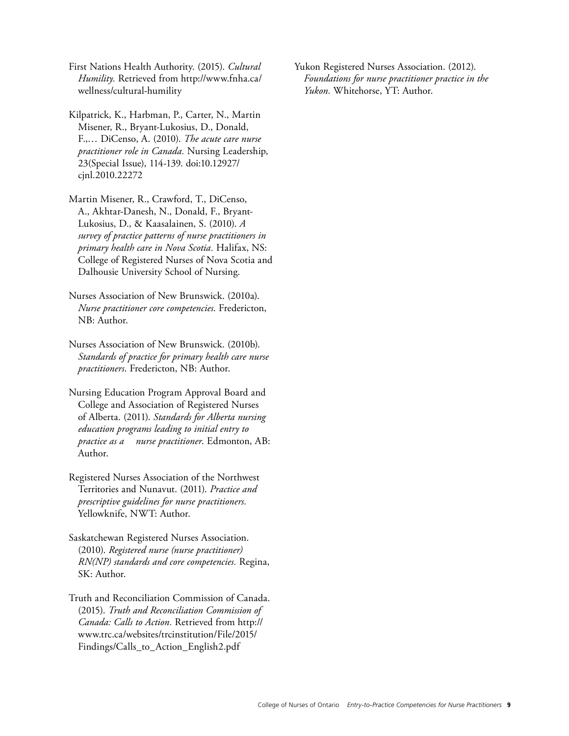First Nations Health Authority. (2015). *Cultural Humility.* Retrieved from http://www.fnha.ca/wellness/cultural-humility

Kilpatrick, K., Harbman, P., Carter, N., Martin Misener, R., Bryant-Lukosius, D., Donald, F.,… DiCenso, A. (2010). *The acute care nurse practitioner role in Canada.* Nursing Leadership, 23(Special Issue), 114-139. doi:10.12927/cjnl.2010.22272

Martin Misener, R., Crawford, T., DiCenso, A., Akhtar-Danesh, N., Donald, F., Bryant-Lukosius, D., & Kaasalainen, S. (2010). *A survey of practice patterns of nurse practitioners in primary health care in Nova Scotia.* Halifax, NS: College of Registered Nurses of Nova Scotia and Dalhousie University School of Nursing.

Nurses Association of New Brunswick. (2010a). *Nurse practitioner core competencies*. Fredericton, NB: Author.

Nurses Association of New Brunswick. (2010b). *Standards of practice for primary health care nurse practitioners*. Fredericton, NB: Author.

Nursing Education Program Approval Board and College and Association of Registered Nurses of Alberta. (2011). *Standards for Alberta nursing education programs leading to initial entry to practice as a nurse practitioner*. Edmonton, AB: Author.

Registered Nurses Association of the Northwest Territories and Nunavut. (2011). *Practice and prescriptive guidelines for nurse practitioners.* Yellowknife, NWT: Author.

Saskatchewan Registered Nurses Association. (2010). *Registered nurse (nurse practitioner) RN(NP) standards and core competencies.* Regina, SK: Author.

Truth and Reconciliation Commission of Canada. (2015). *Truth and Reconciliation Commission of Canada: Calls to Action.* Retrieved from http://www.trc.ca/websites/trcinstitution/File/2015/Findings/Calls_to_Action_English2.pdf

Yukon Registered Nurses Association. (2012). *Foundations for nurse practitioner practice in the Yukon.* Whitehorse, YT: Author.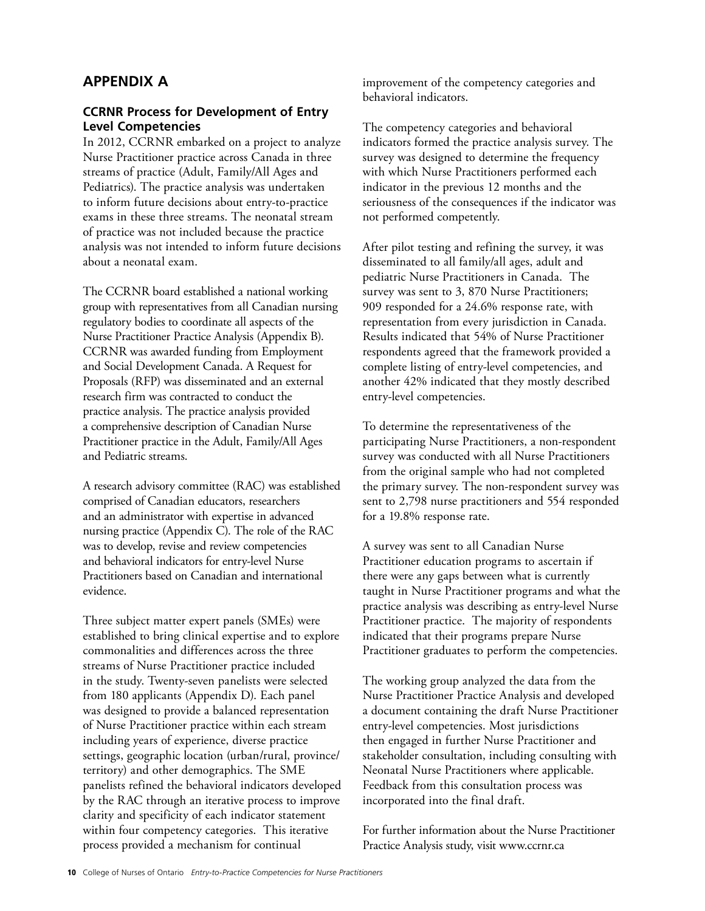## APPENDIX A

### CCRNR Process for Development of Entry Level Competencies

In 2012, CCRNR embarked on a project to analyze Nurse Practitioner practice across Canada in three streams of practice (Adult, Family/All Ages and Pediatrics). The practice analysis was undertaken to inform future decisions about entry-to-practice exams in these three streams. The neonatal stream of practice was not included because the practice analysis was not intended to inform future decisions about a neonatal exam.

The CCRNR board established a national working group with representatives from all Canadian nursing regulatory bodies to coordinate all aspects of the Nurse Practitioner Practice Analysis (Appendix B). CCRNR was awarded funding from Employment and Social Development Canada. A Request for Proposals (RFP) was disseminated and an external research firm was contracted to conduct the practice analysis. The practice analysis provided a comprehensive description of Canadian Nurse Practitioner practice in the Adult, Family/All Ages and Pediatric streams.

A research advisory committee (RAC) was established comprised of Canadian educators, researchers and an administrator with expertise in advanced nursing practice (Appendix C). The role of the RAC was to develop, revise and review competencies and behavioral indicators for entry-level Nurse Practitioners based on Canadian and international evidence.

Three subject matter expert panels (SMEs) were established to bring clinical expertise and to explore commonalities and differences across the three streams of Nurse Practitioner practice included in the study. Twenty-seven panelists were selected from 180 applicants (Appendix D). Each panel was designed to provide a balanced representation of Nurse Practitioner practice within each stream including years of experience, diverse practice settings, geographic location (urban/rural, province/territory) and other demographics. The SME panelists refined the behavioral indicators developed by the RAC through an iterative process to improve clarity and specificity of each indicator statement within four competency categories. This iterative process provided a mechanism for continual improvement of the competency categories and behavioral indicators.

The competency categories and behavioral indicators formed the practice analysis survey. The survey was designed to determine the frequency with which Nurse Practitioners performed each indicator in the previous 12 months and the seriousness of the consequences if the indicator was not performed competently.

After pilot testing and refining the survey, it was disseminated to all family/all ages, adult and pediatric Nurse Practitioners in Canada. The survey was sent to 3, 870 Nurse Practitioners; 909 responded for a 24.6% response rate, with representation from every jurisdiction in Canada. Results indicated that 54% of Nurse Practitioner respondents agreed that the framework provided a complete listing of entry-level competencies, and another 42% indicated that they mostly described entry-level competencies.

To determine the representativeness of the participating Nurse Practitioners, a non-respondent survey was conducted with all Nurse Practitioners from the original sample who had not completed the primary survey. The non-respondent survey was sent to 2,798 nurse practitioners and 554 responded for a 19.8% response rate.

A survey was sent to all Canadian Nurse Practitioner education programs to ascertain if there were any gaps between what is currently taught in Nurse Practitioner programs and what the practice analysis was describing as entry-level Nurse Practitioner practice. The majority of respondents indicated that their programs prepare Nurse Practitioner graduates to perform the competencies.

The working group analyzed the data from the Nurse Practitioner Practice Analysis and developed a document containing the draft Nurse Practitioner entry-level competencies. Most jurisdictions then engaged in further Nurse Practitioner and stakeholder consultation, including consulting with Neonatal Nurse Practitioners where applicable. Feedback from this consultation process was incorporated into the final draft.

For further information about the Nurse Practitioner Practice Analysis study, visit www.ccrnr.ca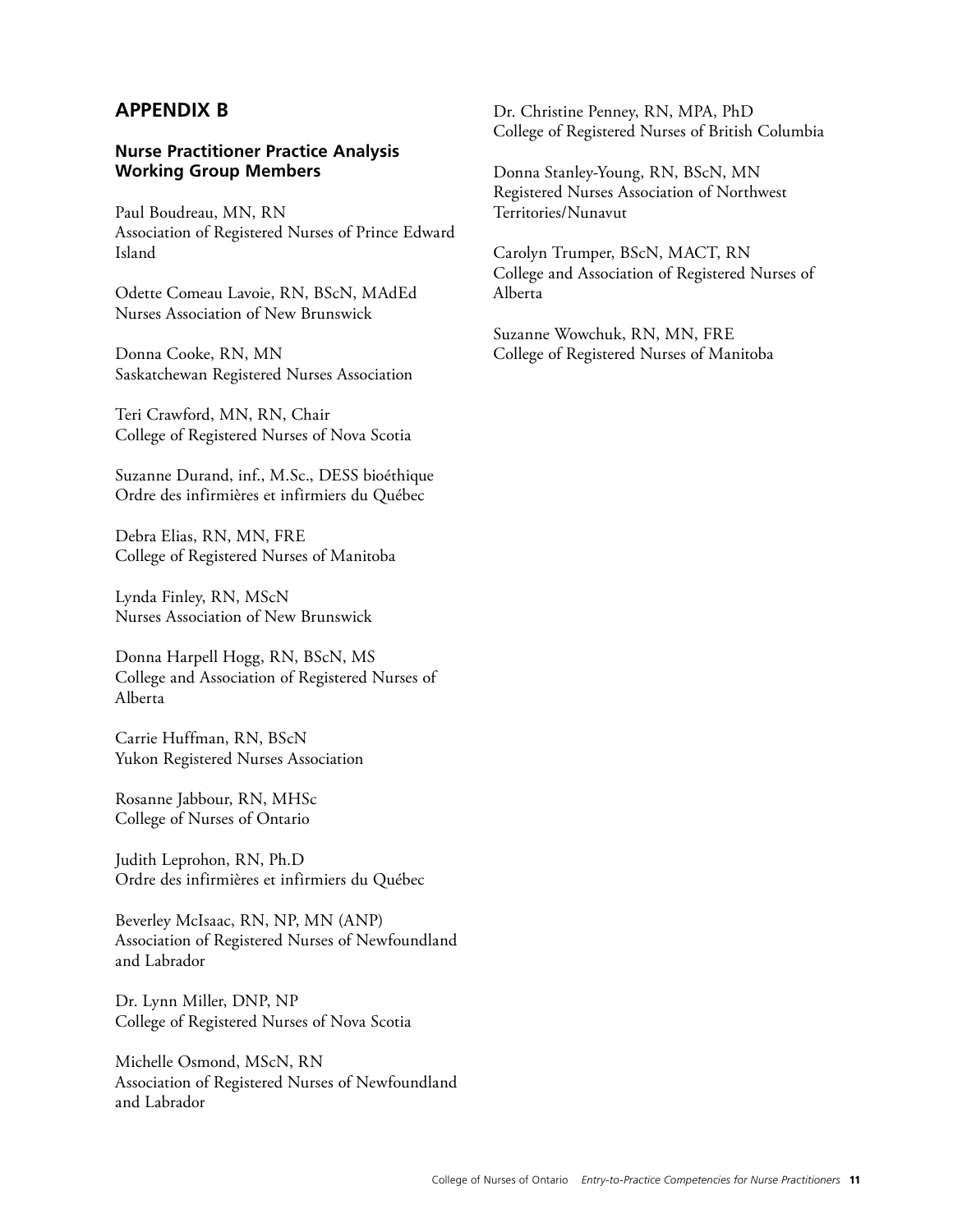## APPENDIX B

### Nurse Practitioner Practice Analysis Working Group Members

Paul Boudreau, MN, RN  
Association of Registered Nurses of Prince Edward Island

Odette Comeau Lavoie, RN, BScN, MAdEd  
Nurses Association of New Brunswick

Donna Cooke, RN, MN  
Saskatchewan Registered Nurses Association

Teri Crawford, MN, RN, Chair  
College of Registered Nurses of Nova Scotia

Suzanne Durand, inf., M.Sc., DESS bioéthique  
Ordre des infirmières et infirmiers du Québec

Debra Elias, RN, MN, FRE  
College of Registered Nurses of Manitoba

Lynda Finley, RN, MScN  
Nurses Association of New Brunswick

Donna Harpell Hogg, RN, BScN, MS  
College and Association of Registered Nurses of Alberta

Carrie Huffman, RN, BScN  
Yukon Registered Nurses Association

Rosanne Jabbour, RN, MHSc  
College of Nurses of Ontario

Judith Leprohon, RN, Ph.D  
Ordre des infirmières et infirmiers du Québec

Beverley McIsaac, RN, NP, MN (ANP)  
Association of Registered Nurses of Newfoundland and Labrador

Dr. Lynn Miller, DNP, NP  
College of Registered Nurses of Nova Scotia

Michelle Osmond, MScN, RN  
Association of Registered Nurses of Newfoundland and Labrador

Dr. Christine Penney, RN, MPA, PhD  
College of Registered Nurses of British Columbia

Donna Stanley-Young, RN, BScN, MN  
Registered Nurses Association of Northwest Territories/Nunavut

Carolyn Trumper, BScN, MACT, RN  
College and Association of Registered Nurses of Alberta

Suzanne Wowchuk, RN, MN, FRE  
College of Registered Nurses of Manitoba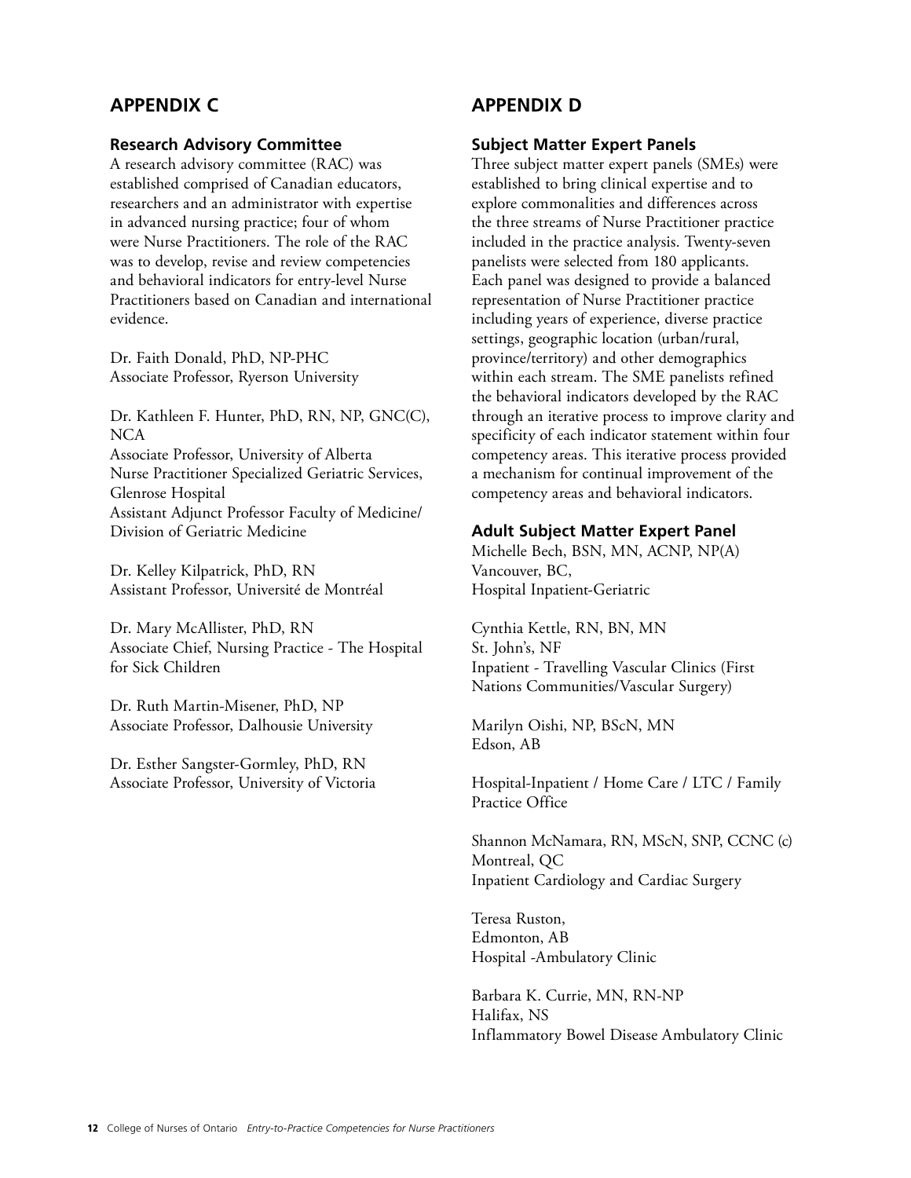## APPENDIX C

### Research Advisory Committee

A research advisory committee (RAC) was established comprised of Canadian educators, researchers and an administrator with expertise in advanced nursing practice; four of whom were Nurse Practitioners. The role of the RAC was to develop, revise and review competencies and behavioral indicators for entry-level Nurse Practitioners based on Canadian and international evidence.

Dr. Faith Donald, PhD, NP-PHC
Associate Professor, Ryerson University

Dr. Kathleen F. Hunter, PhD, RN, NP, GNC(C), NCA
Associate Professor, University of Alberta
Nurse Practitioner Specialized Geriatric Services, Glenrose Hospital
Assistant Adjunct Professor Faculty of Medicine/ Division of Geriatric Medicine

Dr. Kelley Kilpatrick, PhD, RN
Assistant Professor, Université de Montréal

Dr. Mary McAllister, PhD, RN
Associate Chief, Nursing Practice - The Hospital for Sick Children

Dr. Ruth Martin-Misener, PhD, NP
Associate Professor, Dalhousie University

Dr. Esther Sangster-Gormley, PhD, RN
Associate Professor, University of Victoria

## APPENDIX D

### Subject Matter Expert Panels

Three subject matter expert panels (SMEs) were established to bring clinical expertise and to explore commonalities and differences across the three streams of Nurse Practitioner practice included in the practice analysis. Twenty-seven panelists were selected from 180 applicants. Each panel was designed to provide a balanced representation of Nurse Practitioner practice including years of experience, diverse practice settings, geographic location (urban/rural, province/territory) and other demographics within each stream. The SME panelists refined the behavioral indicators developed by the RAC through an iterative process to improve clarity and specificity of each indicator statement within four competency areas. This iterative process provided a mechanism for continual improvement of the competency areas and behavioral indicators.

### Adult Subject Matter Expert Panel

Michelle Bech, BSN, MN, ACNP, NP(A)
Vancouver, BC,
Hospital Inpatient-Geriatric

Cynthia Kettle, RN, BN, MN
St. John's, NF
Inpatient - Travelling Vascular Clinics (First Nations Communities/Vascular Surgery)

Marilyn Oishi, NP, BScN, MN
Edson, AB

Hospital-Inpatient / Home Care / LTC / Family Practice Office

Shannon McNamara, RN, MScN, SNP, CCNC (c)
Montreal, QC
Inpatient Cardiology and Cardiac Surgery

Teresa Ruston,
Edmonton, AB
Hospital -Ambulatory Clinic

Barbara K. Currie, MN, RN-NP
Halifax, NS
Inflammatory Bowel Disease Ambulatory Clinic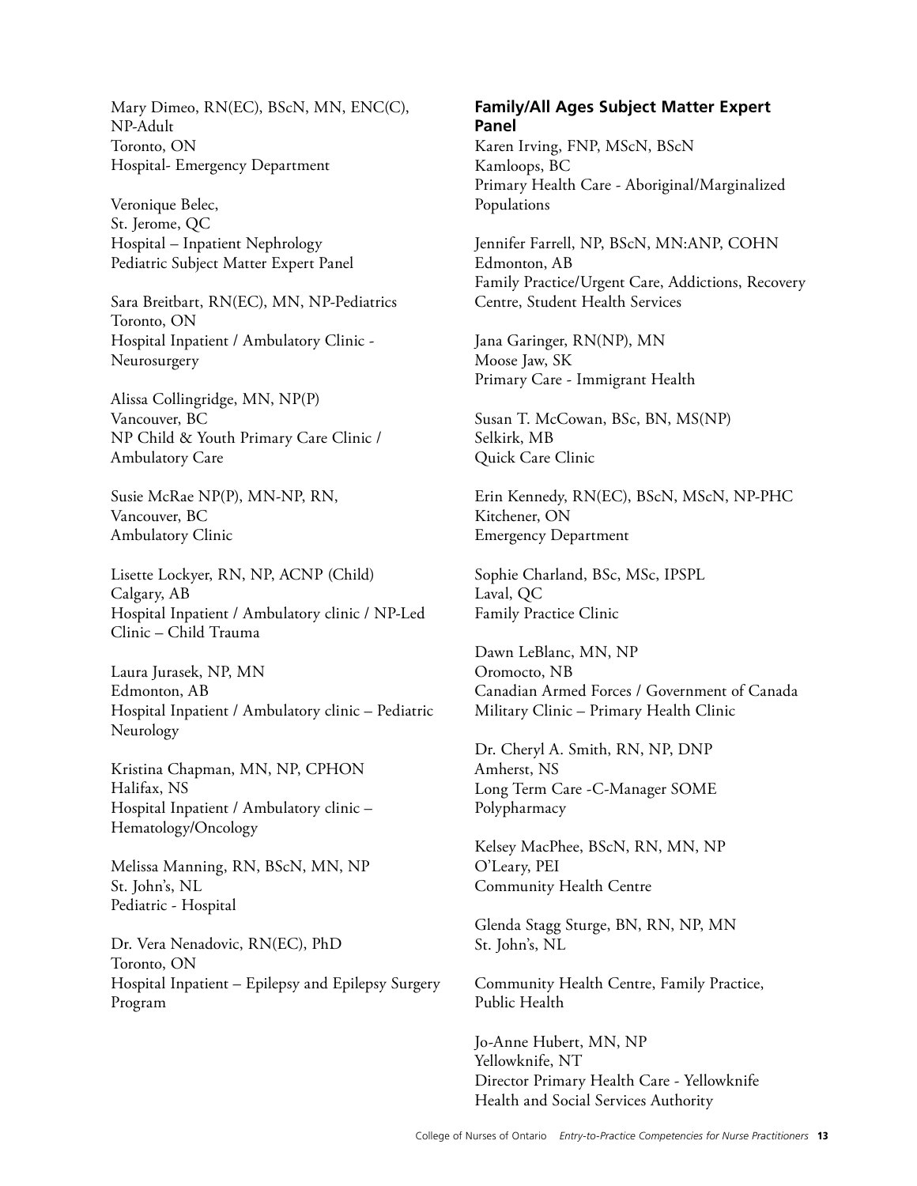Mary Dimeo, RN(EC), BScN, MN, ENC(C), NP-Adult
Toronto, ON
Hospital- Emergency Department

Veronique Belec,
St. Jerome, QC
Hospital – Inpatient Nephrology

Pediatric Subject Matter Expert Panel

Sara Breitbart, RN(EC), MN, NP-Pediatrics
Toronto, ON
Hospital Inpatient / Ambulatory Clinic - Neurosurgery

Alissa Collingridge, MN, NP(P)
Vancouver, BC
NP Child & Youth Primary Care Clinic / Ambulatory Care

Susie McRae NP(P), MN-NP, RN,
Vancouver, BC
Ambulatory Clinic

Lisette Lockyer, RN, NP, ACNP (Child)
Calgary, AB
Hospital Inpatient / Ambulatory clinic / NP-Led Clinic – Child Trauma

Laura Jurasek, NP, MN
Edmonton, AB
Hospital Inpatient / Ambulatory clinic – Pediatric Neurology

Kristina Chapman, MN, NP, CPHON
Halifax, NS
Hospital Inpatient / Ambulatory clinic – Hematology/Oncology

Melissa Manning, RN, BScN, MN, NP
St. John's, NL
Pediatric - Hospital

Dr. Vera Nenadovic, RN(EC), PhD
Toronto, ON
Hospital Inpatient – Epilepsy and Epilepsy Surgery Program

**Family/All Ages Subject Matter Expert Panel**

Karen Irving, FNP, MScN, BScN
Kamloops, BC
Primary Health Care - Aboriginal/Marginalized Populations

Jennifer Farrell, NP, BScN, MN:ANP, COHN
Edmonton, AB
Family Practice/Urgent Care, Addictions, Recovery Centre, Student Health Services

Jana Garinger, RN(NP), MN
Moose Jaw, SK
Primary Care - Immigrant Health

Susan T. McCowan, BSc, BN, MS(NP)
Selkirk, MB
Quick Care Clinic

Erin Kennedy, RN(EC), BScN, MScN, NP-PHC
Kitchener, ON
Emergency Department

Sophie Charland, BSc, MSc, IPSPL
Laval, QC
Family Practice Clinic

Dawn LeBlanc, MN, NP
Oromocto, NB
Canadian Armed Forces / Government of Canada Military Clinic – Primary Health Clinic

Dr. Cheryl A. Smith, RN, NP, DNP
Amherst, NS
Long Term Care -C-Manager SOME Polypharmacy

Kelsey MacPhee, BScN, RN, MN, NP
O'Leary, PEI
Community Health Centre

Glenda Stagg Sturge, BN, RN, NP, MN
St. John's, NL

Community Health Centre, Family Practice, Public Health

Jo-Anne Hubert, MN, NP
Yellowknife, NT
Director Primary Health Care - Yellowknife Health and Social Services Authority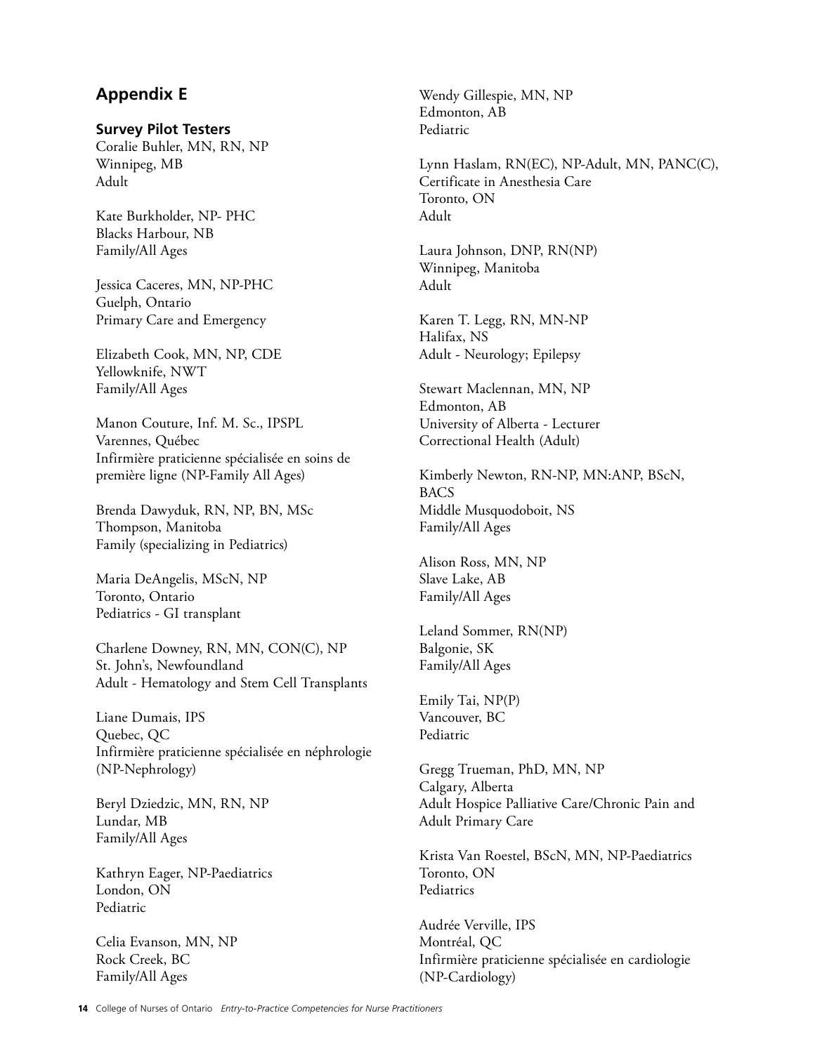## Appendix E

### Survey Pilot Testers

Coralie Buhler, MN, RN, NP
Winnipeg, MB
Adult

Kate Burkholder, NP- PHC
Blacks Harbour, NB
Family/All Ages

Jessica Caceres, MN, NP-PHC
Guelph, Ontario
Primary Care and Emergency

Elizabeth Cook, MN, NP, CDE
Yellowknife, NWT
Family/All Ages

Manon Couture, Inf. M. Sc., IPSPL
Varennes, Québec
Infirmière praticienne spécialisée en soins de première ligne (NP-Family All Ages)

Brenda Dawyduk, RN, NP, BN, MSc
Thompson, Manitoba
Family (specializing in Pediatrics)

Maria DeAngelis, MScN, NP
Toronto, Ontario
Pediatrics - GI transplant

Charlene Downey, RN, MN, CON(C), NP
St. John's, Newfoundland
Adult - Hematology and Stem Cell Transplants

Liane Dumais, IPS
Quebec, QC
Infirmière praticienne spécialisée en néphrologie (NP-Nephrology)

Beryl Dziedzic, MN, RN, NP
Lundar, MB
Family/All Ages

Kathryn Eager, NP-Paediatrics
London, ON
Pediatric

Celia Evanson, MN, NP
Rock Creek, BC
Family/All Ages

Wendy Gillespie, MN, NP
Edmonton, AB
Pediatric

Lynn Haslam, RN(EC), NP-Adult, MN, PANC(C), Certificate in Anesthesia Care
Toronto, ON
Adult

Laura Johnson, DNP, RN(NP)
Winnipeg, Manitoba
Adult

Karen T. Legg, RN, MN-NP
Halifax, NS
Adult - Neurology; Epilepsy

Stewart Maclennan, MN, NP
Edmonton, AB
University of Alberta - Lecturer
Correctional Health (Adult)

Kimberly Newton, RN-NP, MN:ANP, BScN, BACS
Middle Musquodoboit, NS
Family/All Ages

Alison Ross, MN, NP
Slave Lake, AB
Family/All Ages

Leland Sommer, RN(NP)
Balgonie, SK
Family/All Ages

Emily Tai, NP(P)
Vancouver, BC
Pediatric

Gregg Trueman, PhD, MN, NP
Calgary, Alberta
Adult Hospice Palliative Care/Chronic Pain and Adult Primary Care

Krista Van Roestel, BScN, MN, NP-Paediatrics
Toronto, ON
Pediatrics

Audrée Verville, IPS
Montréal, QC
Infirmière praticienne spécialisée en cardiologie (NP-Cardiology)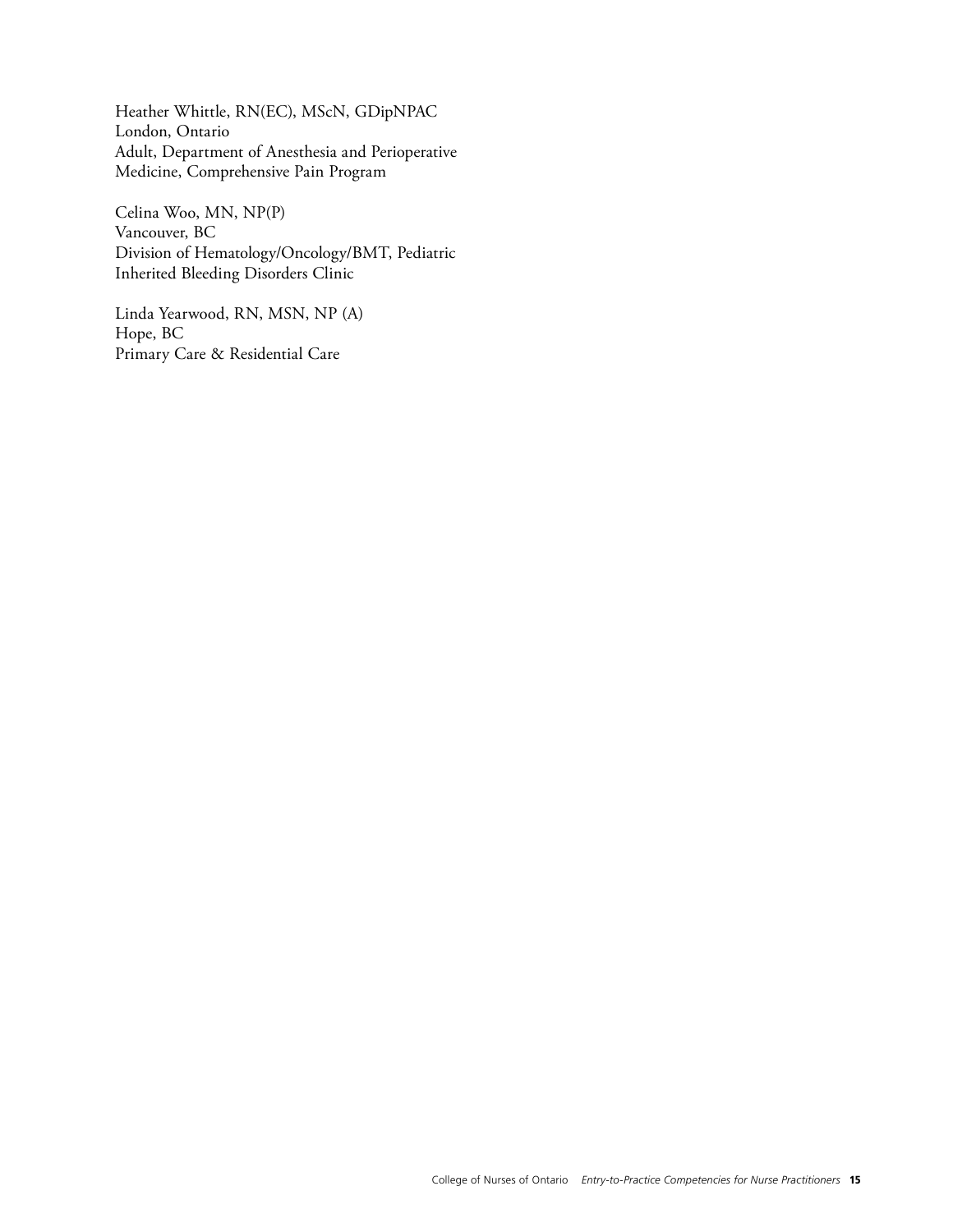Heather Whittle, RN(EC), MScN, GDipNPAC
London, Ontario
Adult, Department of Anesthesia and Perioperative Medicine, Comprehensive Pain Program

Celina Woo, MN, NP(P)
Vancouver, BC
Division of Hematology/Oncology/BMT, Pediatric Inherited Bleeding Disorders Clinic

Linda Yearwood, RN, MSN, NP (A)
Hope, BC
Primary Care & Residential Care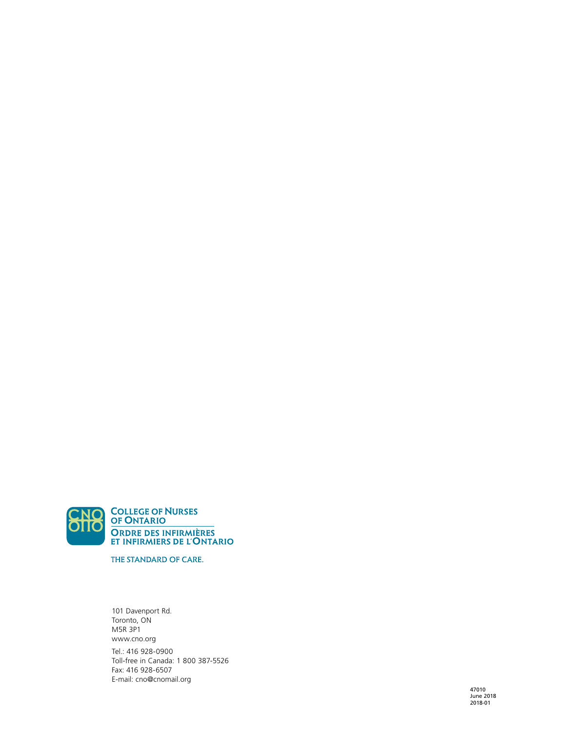College of Nurses of Ontario

Ordre des infirmières et infirmiers de l'Ontario

THE STANDARD OF CARE.

101 Davenport Rd.
Toronto, ON
M5R 3P1
www.cno.org

Tel.: 416 928-0900
Toll-free in Canada: 1 800 387-5526
Fax: 416 928-6507
E-mail: cno@cnomail.org

47010
June 2018
2018-01